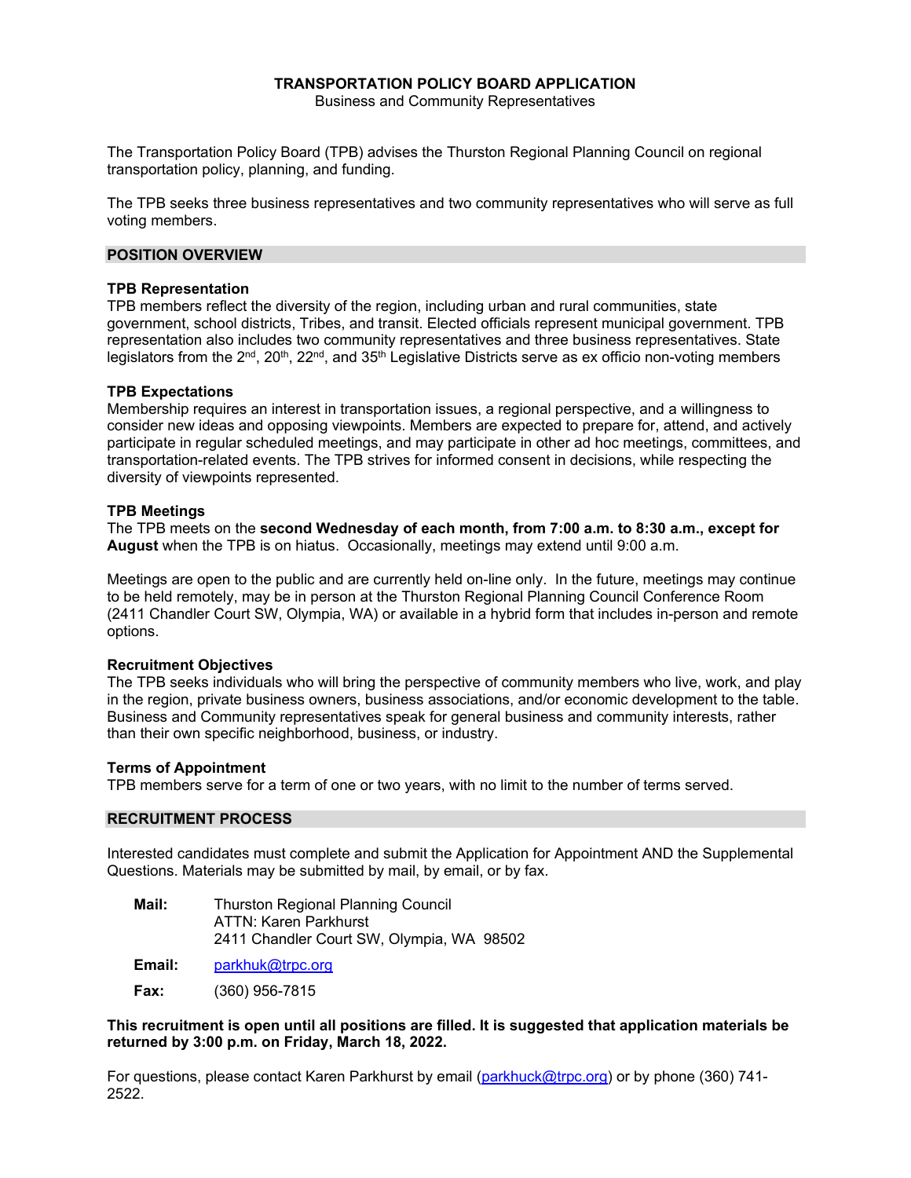# TRANSPORTATION POLICY BOARD APPLICATION

Business and Community Representatives

The Transportation Policy Board (TPB) advises the Thurston Regional Planning Council on regional transportation policy, planning, and funding.

The TPB seeks three business representatives and two community representatives who will serve as full voting members.

## POSITION OVERVIEW

### TPB Representation

TPB members reflect the diversity of the region, including urban and rural communities, state government, school districts, Tribes, and transit. Elected officials represent municipal government. TPB representation also includes two community representatives and three business representatives. State legislators from the 2nd, 20th, 22nd, and 35th Legislative Districts serve as ex officio non-voting members

### TPB Expectations

Membership requires an interest in transportation issues, a regional perspective, and a willingness to consider new ideas and opposing viewpoints. Members are expected to prepare for, attend, and actively participate in regular scheduled meetings, and may participate in other ad hoc meetings, committees, and transportation-related events. The TPB strives for informed consent in decisions, while respecting the diversity of viewpoints represented.

### TPB Meetings

The TPB meets on the **second Wednesday of each month, from 7:00 a.m. to 8:30 a.m., except for August** when the TPB is on hiatus. Occasionally, meetings may extend until 9:00 a.m.

Meetings are open to the public and are currently held on-line only. In the future, meetings may continue to be held remotely, may be in person at the Thurston Regional Planning Council Conference Room (2411 Chandler Court SW, Olympia, WA) or available in a hybrid form that includes in-person and remote options.

### Recruitment Objectives

The TPB seeks individuals who will bring the perspective of community members who live, work, and play in the region, private business owners, business associations, and/or economic development to the table. Business and Community representatives speak for general business and community interests, rather than their own specific neighborhood, business, or industry.

### Terms of Appointment

TPB members serve for a term of one or two years, with no limit to the number of terms served.

## RECRUITMENT PROCESS

Interested candidates must complete and submit the Application for Appointment AND the Supplemental Questions. Materials may be submitted by mail, by email, or by fax.

**Mail:** Thurston Regional Planning Council
ATTN: Karen Parkhurst
2411 Chandler Court SW, Olympia, WA 98502

**Email:** parkhuk@trpc.org

**Fax:** (360) 956-7815

**This recruitment is open until all positions are filled. It is suggested that application materials be returned by 3:00 p.m. on Friday, March 18, 2022.**

For questions, please contact Karen Parkhurst by email (parkhuck@trpc.org) or by phone (360) 741-2522.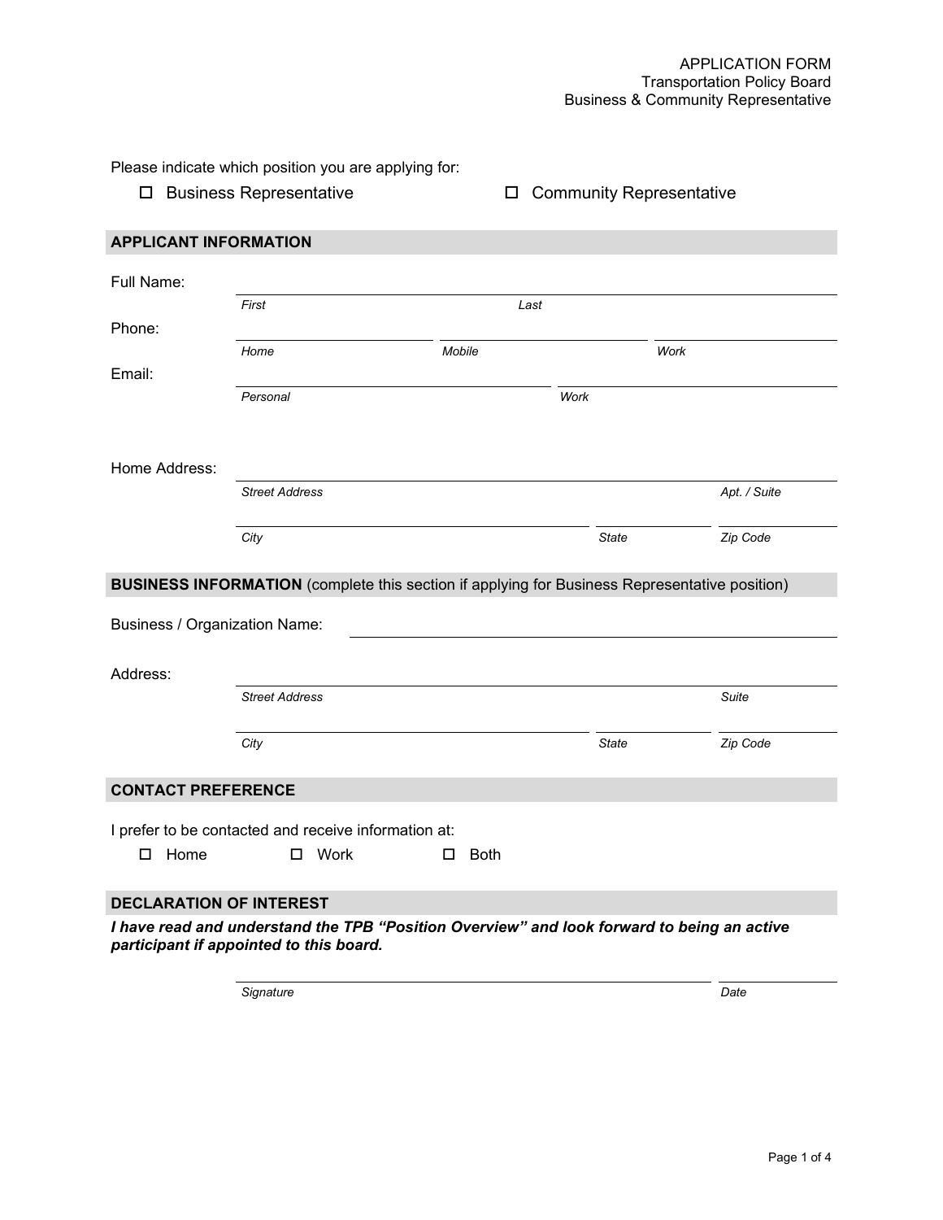APPLICATION FORM
Transportation Policy Board
Business & Community Representative

Please indicate which position you are applying for:

☐ Business Representative ☐ Community Representative

## APPLICANT INFORMATION

Full Name: ______________________________
*First* *Last*

Phone: ______________ ______________ ______________
*Home* *Mobile* *Work*

Email: ______________________ ______________________
*Personal* *Work*

Home Address: ______________________________ ________
*Street Address* *Apt. / Suite*

______________________ ________ ________
*City* *State* *Zip Code*

## BUSINESS INFORMATION (complete this section if applying for Business Representative position)

Business / Organization Name: ______________________________

Address: ______________________________ ________
*Street Address* *Suite*

______________________ ________ ________
*City* *State* *Zip Code*

## CONTACT PREFERENCE

I prefer to be contacted and receive information at:

☐ Home ☐ Work ☐ Both

## DECLARATION OF INTEREST

***I have read and understand the TPB "Position Overview" and look forward to being an active participant if appointed to this board.***

______________________________ ________
*Signature* *Date*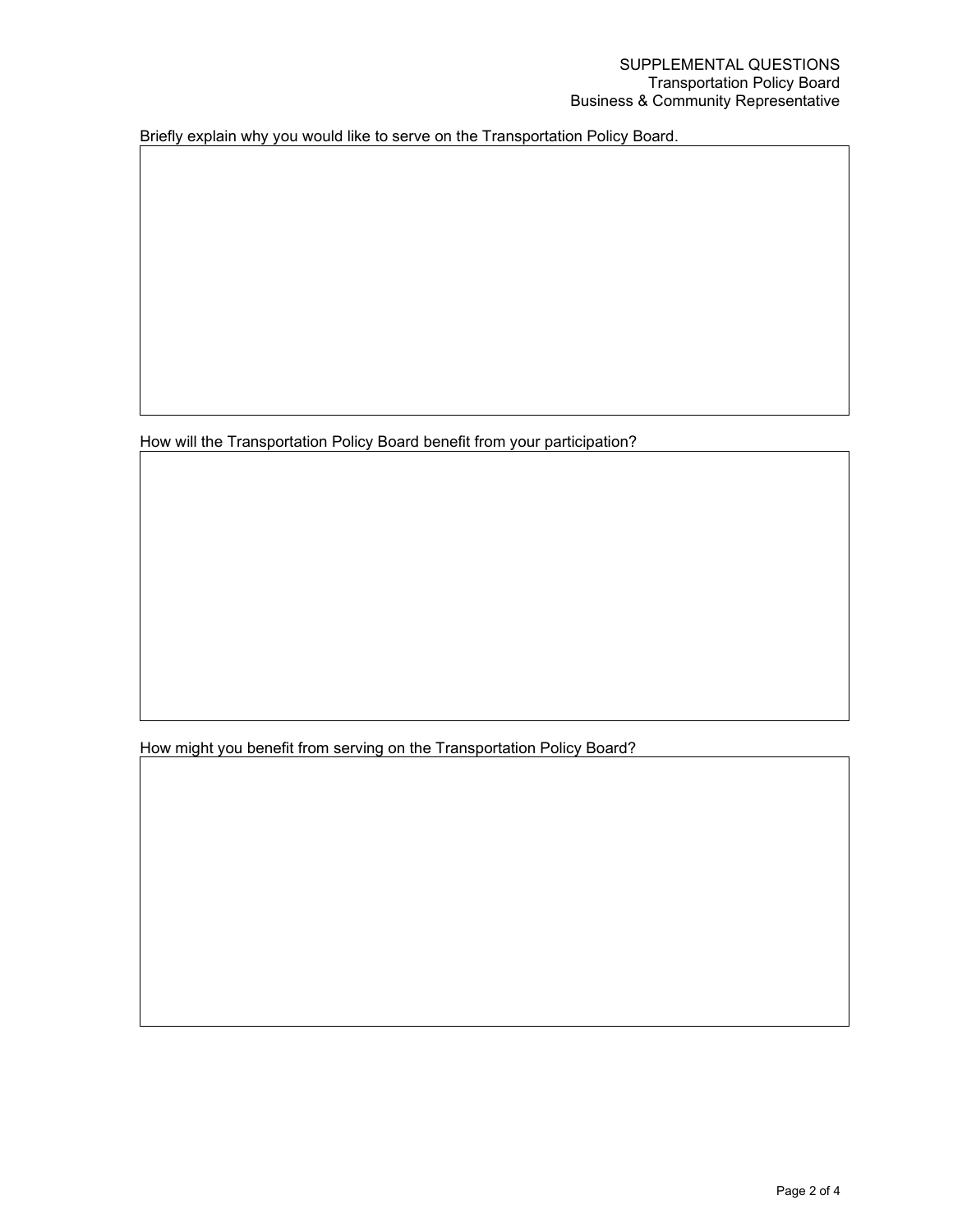SUPPLEMENTAL QUESTIONS
Transportation Policy Board
Business & Community Representative

Briefly explain why you would like to serve on the Transportation Policy Board.

How will the Transportation Policy Board benefit from your participation?

How might you benefit from serving on the Transportation Policy Board?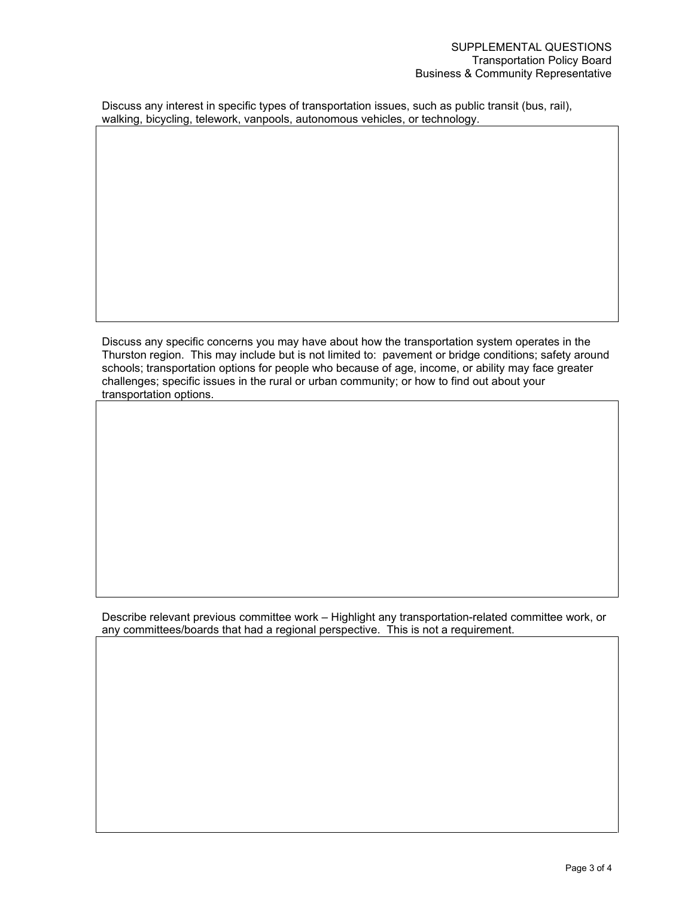SUPPLEMENTAL QUESTIONS
Transportation Policy Board
Business & Community Representative

Discuss any interest in specific types of transportation issues, such as public transit (bus, rail), walking, bicycling, telework, vanpools, autonomous vehicles, or technology.

Discuss any specific concerns you may have about how the transportation system operates in the Thurston region. This may include but is not limited to: pavement or bridge conditions; safety around schools; transportation options for people who because of age, income, or ability may face greater challenges; specific issues in the rural or urban community; or how to find out about your transportation options.

Describe relevant previous committee work – Highlight any transportation-related committee work, or any committees/boards that had a regional perspective. This is not a requirement.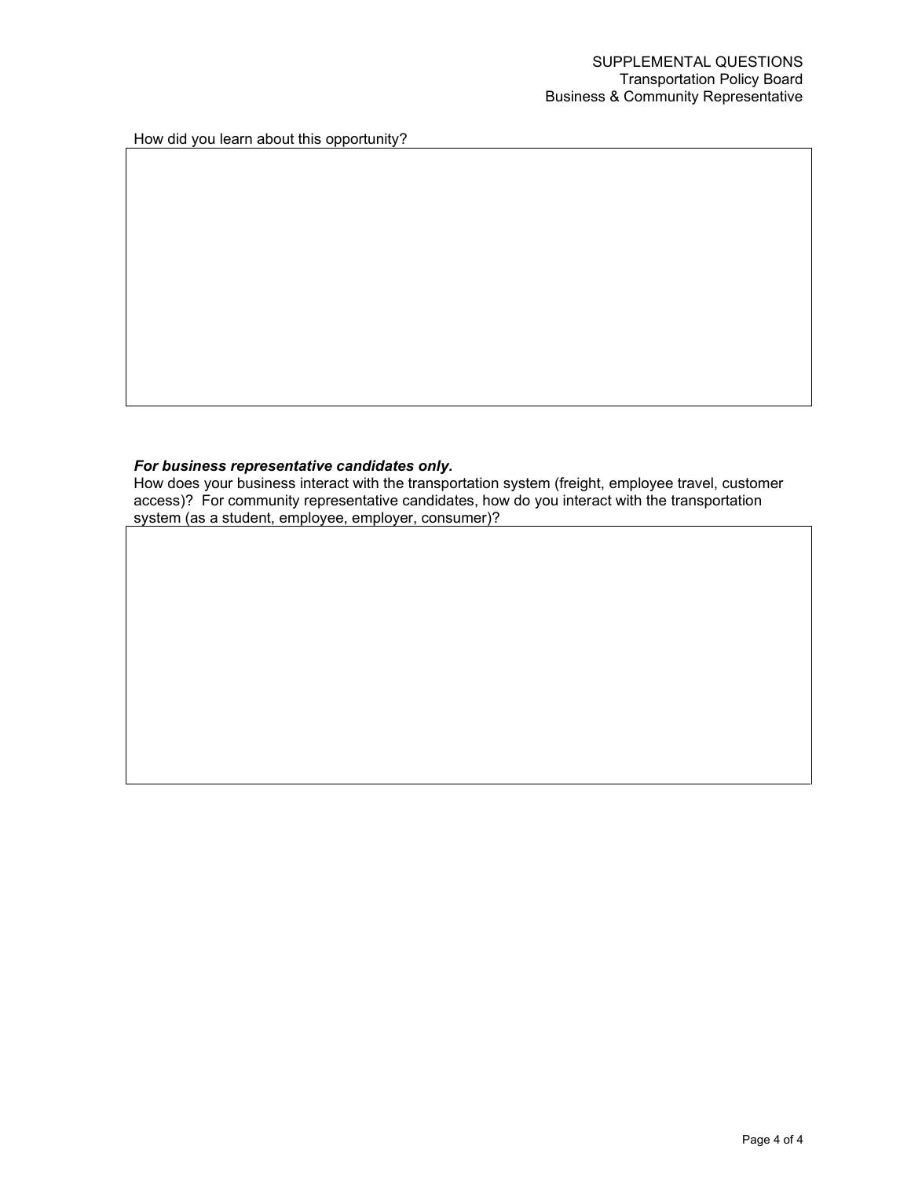How did you learn about this opportunity?

***For business representative candidates only.***

How does your business interact with the transportation system (freight, employee travel, customer access)? For community representative candidates, how do you interact with the transportation system (as a student, employee, employer, consumer)?